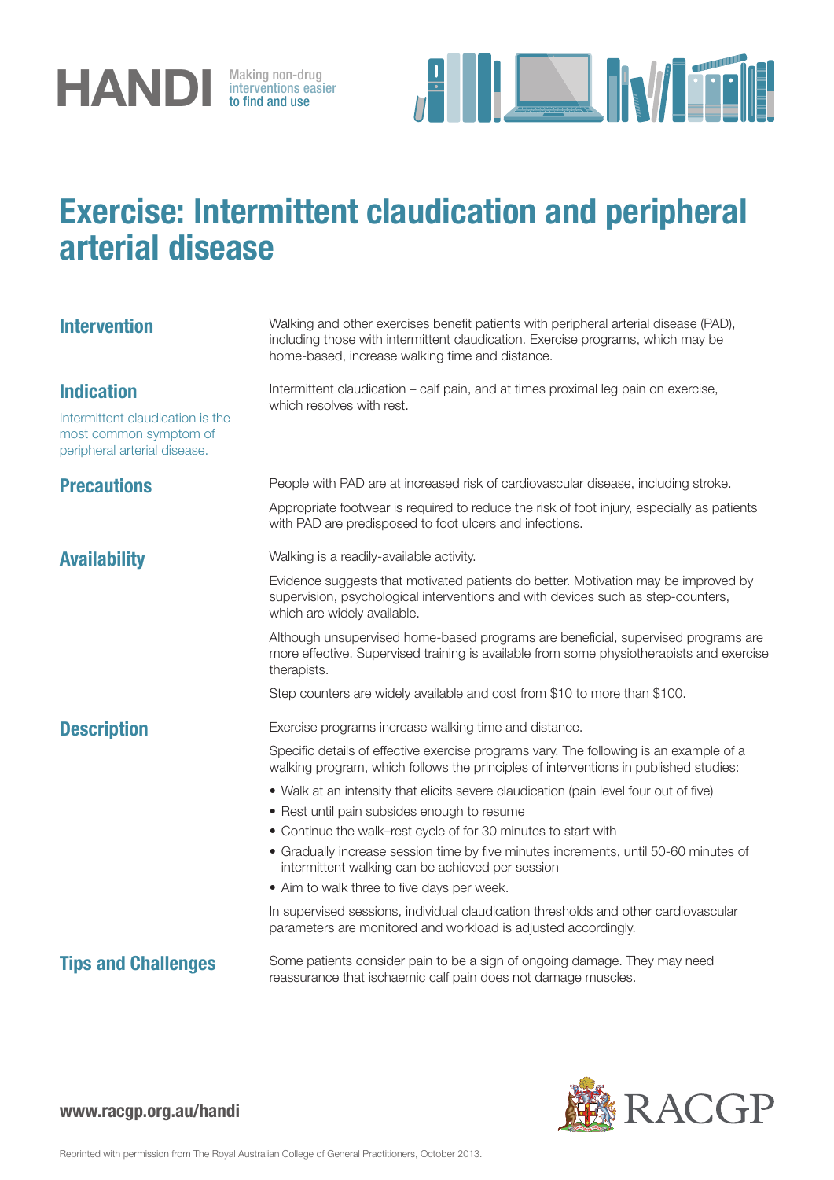HANDI Making non-drug interventions easier to find and use

# Exercise: Intermittent claudication and peripheral arterial disease

## Intervention

Walking and other exercises benefit patients with peripheral arterial disease (PAD), including those with intermittent claudication. Exercise programs, which may be home-based, increase walking time and distance.

## Indication

Intermittent claudication is the most common symptom of peripheral arterial disease.

Intermittent claudication – calf pain, and at times proximal leg pain on exercise, which resolves with rest.

## Precautions

People with PAD are at increased risk of cardiovascular disease, including stroke.

Appropriate footwear is required to reduce the risk of foot injury, especially as patients with PAD are predisposed to foot ulcers and infections.

## Availability

Walking is a readily-available activity.

Evidence suggests that motivated patients do better. Motivation may be improved by supervision, psychological interventions and with devices such as step-counters, which are widely available.

Although unsupervised home-based programs are beneficial, supervised programs are more effective. Supervised training is available from some physiotherapists and exercise therapists.

Step counters are widely available and cost from $10 to more than $100.

## Description

Exercise programs increase walking time and distance.

Specific details of effective exercise programs vary. The following is an example of a walking program, which follows the principles of interventions in published studies:

- Walk at an intensity that elicits severe claudication (pain level four out of five)
- Rest until pain subsides enough to resume
- Continue the walk–rest cycle of for 30 minutes to start with
- Gradually increase session time by five minutes increments, until 50-60 minutes of intermittent walking can be achieved per session
- Aim to walk three to five days per week.

In supervised sessions, individual claudication thresholds and other cardiovascular parameters are monitored and workload is adjusted accordingly.

## Tips and Challenges

Some patients consider pain to be a sign of ongoing damage. They may need reassurance that ischaemic calf pain does not damage muscles.

www.racgp.org.au/handi

RACGP

Reprinted with permission from The Royal Australian College of General Practitioners, October 2013.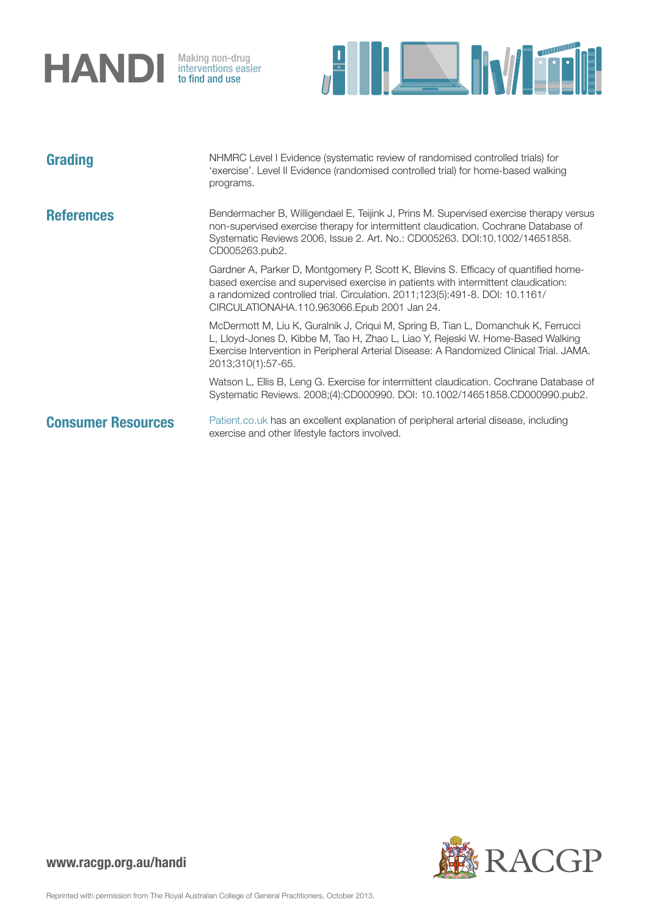## Grading

NHMRC Level I Evidence (systematic review of randomised controlled trials) for 'exercise'. Level II Evidence (randomised controlled trial) for home-based walking programs.

## References

Bendermacher B, Willigendael E, Teijink J, Prins M. Supervised exercise therapy versus non-supervised exercise therapy for intermittent claudication. Cochrane Database of Systematic Reviews 2006, Issue 2. Art. No.: CD005263. DOI:10.1002/14651858.CD005263.pub2.

Gardner A, Parker D, Montgomery P, Scott K, Blevins S. Efficacy of quantified home-based exercise and supervised exercise in patients with intermittent claudication: a randomized controlled trial. Circulation. 2011;123(5):491-8. DOI: 10.1161/CIRCULATIONAHA.110.963066.Epub 2001 Jan 24.

McDermott M, Liu K, Guralnik J, Criqui M, Spring B, Tian L, Domanchuk K, Ferrucci L, Lloyd-Jones D, Kibbe M, Tao H, Zhao L, Liao Y, Rejeski W. Home-Based Walking Exercise Intervention in Peripheral Arterial Disease: A Randomized Clinical Trial. JAMA. 2013;310(1):57-65.

Watson L, Ellis B, Leng G. Exercise for intermittent claudication. Cochrane Database of Systematic Reviews. 2008;(4):CD000990. DOI: 10.1002/14651858.CD000990.pub2.

## Consumer Resources

Patient.co.uk has an excellent explanation of peripheral arterial disease, including exercise and other lifestyle factors involved.

**www.racgp.org.au/handi**

Reprinted with permission from The Royal Australian College of General Practitioners, October 2013.